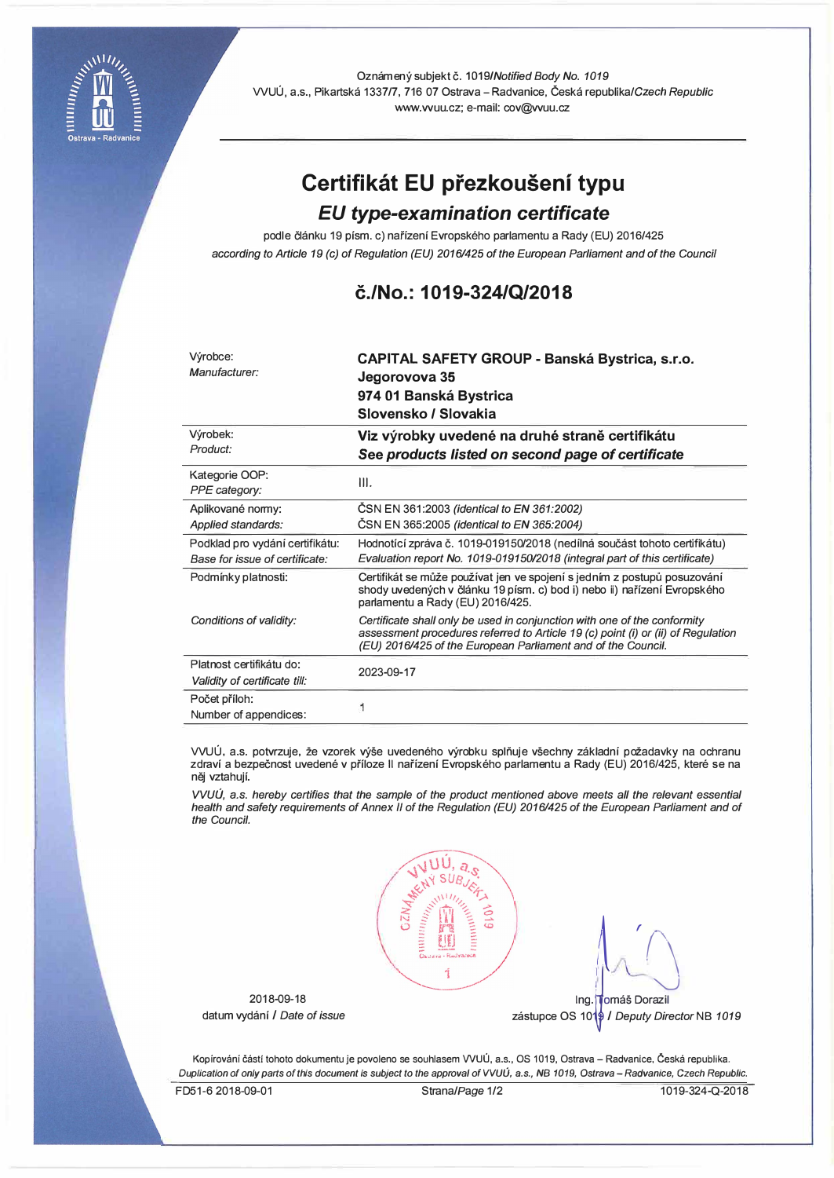Oznámený subjekt č. 1019/*Notified Body No. 1019*
VVUÚ, a.s., Pikartská 1337/7, 716 07 Ostrava – Radvanice, Česká republika/*Czech Republic*
www.vvuu.cz; e-mail: cov@vvuu.cz

# Certifikát EU přezkoušení typu

## *EU type-examination certificate*

podle článku 19 písm. c) nařízení Evropského parlamentu a Rady (EU) 2016/425
*according to Article 19 (c) of Regulation (EU) 2016/425 of the European Parliament and of the Council*

## č./No.: 1019-324/Q/2018

| | |
|---|---|
| Výrobce: *Manufacturer:* | **CAPITAL SAFETY GROUP - Banská Bystrica, s.r.o.** **Jegorovova 35** **974 01 Banská Bystrica** **Slovensko / Slovakia** |
| Výrobek: *Product:* | **Viz výrobky uvedené na druhé straně certifikátu** ***See products listed on second page of certificate*** |
| Kategorie OOP: *PPE category:* | III. |
| Aplikované normy: *Applied standards:* | ČSN EN 361:2003 *(identical to EN 361:2002)* ČSN EN 365:2005 *(identical to EN 365:2004)* |
| Podklad pro vydání certifikátu: *Base for issue of certificate:* | Hodnotící zpráva č. 1019-019150/2018 (nedílná součást tohoto certifikátu) *Evaluation report No. 1019-019150/2018 (integral part of this certificate)* |
| Podmínky platnosti: *Conditions of validity:* | Certifikát se může používat jen ve spojení s jedním z postupů posuzování shody uvedených v článku 19 písm. c) bod i) nebo ii) nařízení Evropského parlamentu a Rady (EU) 2016/425. *Certificate shall only be used in conjunction with one of the conformity assessment procedures referred to Article 19 (c) point (i) or (ii) of Regulation (EU) 2016/425 of the European Parliament and of the Council.* |
| Platnost certifikátu do: *Validity of certificate till:* | 2023-09-17 |
| Počet příloh: Number of appendices: | 1 |

VVUÚ, a.s. potvrzuje, že vzorek výše uvedeného výrobku splňuje všechny základní požadavky na ochranu zdraví a bezpečnost uvedené v příloze II nařízení Evropského parlamentu a Rady (EU) 2016/425, které se na něj vztahují.

*VVUÚ, a.s. hereby certifies that the sample of the product mentioned above meets all the relevant essential health and safety requirements of Annex II of the Regulation (EU) 2016/425 of the European Parliament and of the Council.*

2018-09-18
datum vydání / *Date of issue*

Ing. Tomáš Dorazil
zástupce OS 1019 / *Deputy Director* NB *1019*

Kopírování částí tohoto dokumentu je povoleno se souhlasem VVUÚ, a.s., OS 1019, Ostrava – Radvanice, Česká republika.
*Duplication of only parts of this document is subject to the approval of VVUÚ, a.s., NB 1019, Ostrava – Radvanice, Czech Republic.*

FD51-6 2018-09-01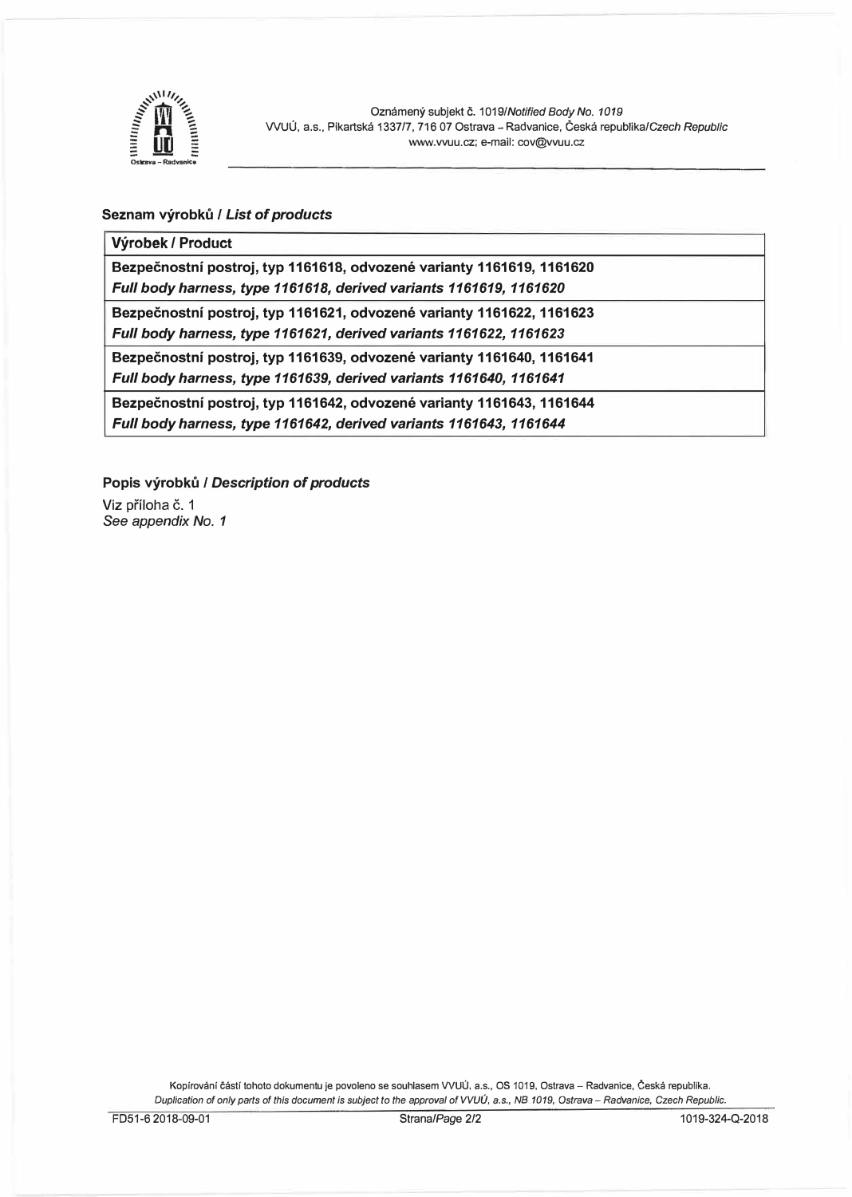## Seznam výrobků / *List of products*

| Výrobek / Product |
|---|
| **Bezpečnostní postroj, typ 1161618, odvozené varianty 1161619, 1161620**<br>***Full body harness, type 1161618, derived variants 1161619, 1161620*** |
| **Bezpečnostní postroj, typ 1161621, odvozené varianty 1161622, 1161623**<br>***Full body harness, type 1161621, derived variants 1161622, 1161623*** |
| **Bezpečnostní postroj, typ 1161639, odvozené varianty 1161640, 1161641**<br>***Full body harness, type 1161639, derived variants 1161640, 1161641*** |
| **Bezpečnostní postroj, typ 1161642, odvozené varianty 1161643, 1161644**<br>***Full body harness, type 1161642, derived variants 1161643, 1161644*** |

## Popis výrobků / *Description of products*

Viz příloha č. 1
*See appendix No. 1*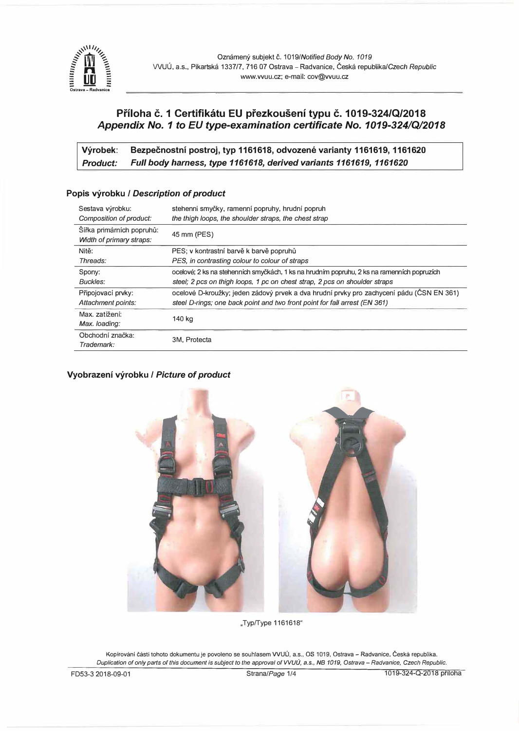Oznámený subjekt č. 1019/*Notified Body No. 1019*
VVUÚ, a.s., Pikartská 1337/7, 716 07 Ostrava – Radvanice, Česká republika/*Czech Republic*
www.vvuu.cz; e-mail: cov@vvuu.cz

## Příloha č. 1 Certifikátu EU přezkoušení typu č. 1019-324/Q/2018
## *Appendix No. 1 to EU type-examination certificate No. 1019-324/Q/2018*

| **Výrobek**: | **Bezpečnostní postroj, typ 1161618, odvozené varianty 1161619, 1161620** |
|---|---|
| ***Product:*** | ***Full body harness, type 1161618, derived variants 1161619, 1161620*** |

### Popis výrobku / *Description of product*

| | |
|---|---|
| Sestava výrobku: *Composition of product:* | stehenní smyčky, ramenní popruhy, hrudní popruh *the thigh loops, the shoulder straps, the chest strap* |
| Šířka primárních popruhů: *Width of primary straps:* | 45 mm (PES) |
| Nitě: *Threads:* | PES; v kontrastní barvě k barvě popruhů *PES, in contrasting colour to colour of straps* |
| Spony: *Buckles:* | ocelové; 2 ks na stehenních smyčkách, 1 ks na hrudním popruhu, 2 ks na ramenních popruzích *steel; 2 pcs on thigh loops, 1 pc on chest strap, 2 pcs on shoulder straps* |
| Připojovací prvky: *Attachment points:* | ocelové D-kroužky; jeden zádový prvek a dva hrudní prvky pro zachycení pádu (ČSN EN 361) *steel D-rings; one back point and two front point for fall arrest (EN 361)* |
| Max. zatížení: *Max. loading:* | 140 kg |
| Obchodní značka: *Trademark:* | 3M, Protecta |

### Vyobrazení výrobku / *Picture of product*

„Typ/Type 1161618"

Kopírování části tohoto dokumentu je povoleno se souhlasem VVUÚ, a.s., OS 1019, Ostrava – Radvanice, Česká republika.
*Duplication of only parts of this document is subject to the approval of VVUÚ, a.s., NB 1019, Ostrava – Radvanice, Czech Republic.*

FD53-3 2018-09-01 | Strana/*Page* 1/4 | 1019-324-Q-2018 příloha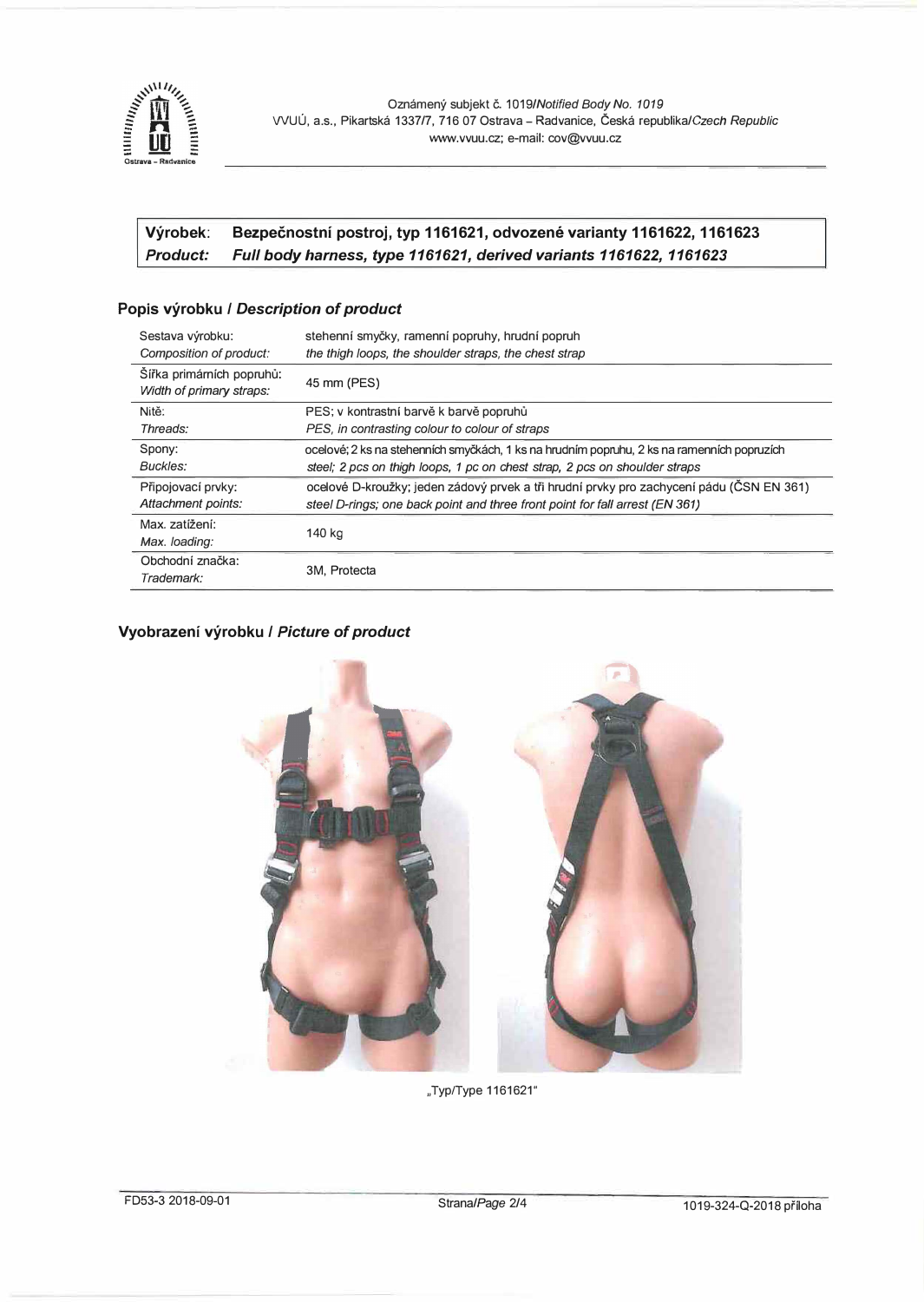Oznámený subjekt č. 1019/*Notified Body No. 1019*
VVUÚ, a.s., Pikartská 1337/7, 716 07 Ostrava – Radvanice, Česká republika/*Czech Republic*
www.vvuu.cz; e-mail: cov@vvuu.cz

| **Výrobek:** | **Bezpečnostní postroj, typ 1161621, odvozené varianty 1161622, 1161623** |
|---|---|
| ***Product:*** | ***Full body harness, type 1161621, derived variants 1161622, 1161623*** |

## Popis výrobku / *Description of product*

| | |
|---|---|
| Sestava výrobku:<br>*Composition of product:* | stehenní smyčky, ramenní popruhy, hrudní popruh<br>*the thigh loops, the shoulder straps, the chest strap* |
| Šířka primárních popruhů:<br>*Width of primary straps:* | 45 mm (PES) |
| Nitě:<br>*Threads:* | PES; v kontrastní barvě k barvě popruhů<br>*PES, in contrasting colour to colour of straps* |
| Spony:<br>*Buckles:* | ocelové; 2 ks na stehenních smyčkách, 1 ks na hrudním popruhu, 2 ks na ramenních popruzích<br>*steel; 2 pcs on thigh loops, 1 pc on chest strap, 2 pcs on shoulder straps* |
| Připojovací prvky:<br>*Attachment points:* | ocelové D-kroužky; jeden zádový prvek a tři hrudní prvky pro zachycení pádu (ČSN EN 361)<br>*steel D-rings; one back point and three front point for fall arrest (EN 361)* |
| Max. zatížení:<br>*Max. loading:* | 140 kg |
| Obchodní značka:<br>*Trademark:* | 3M, Protecta |

## Vyobrazení výrobku / *Picture of product*

„Typ/Type 1161621“

FD53-3 2018-09-01

1019-324-Q-2018 příloha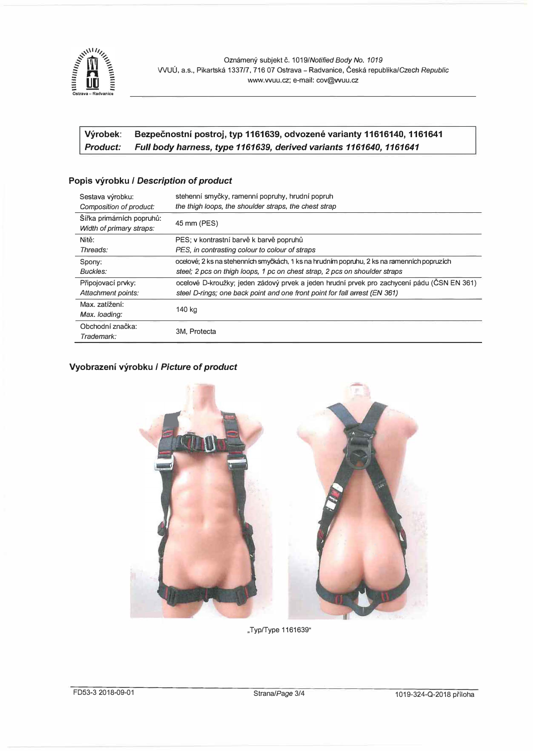Oznámený subjekt č. 1019/*Notified Body No. 1019*
VVUÚ, a.s., Pikartská 1337/7, 716 07 Ostrava – Radvanice, Česká republika/*Czech Republic*
www.vvuu.cz; e-mail: cov@vvuu.cz

| **Výrobek:** | **Bezpečnostní postroj, typ 1161639, odvozené varianty 11616140, 1161641** |
|---|---|
| ***Product:*** | ***Full body harness, type 1161639, derived variants 1161640, 1161641*** |

## Popis výrobku / *Description of product*

| | |
|---|---|
| Sestava výrobku: *Composition of product:* | stehenní smyčky, ramenní popruhy, hrudní popruh *the thigh loops, the shoulder straps, the chest strap* |
| Šířka primárních popruhů: *Width of primary straps:* | 45 mm (PES) |
| Nitě: *Threads:* | PES; v kontrastní barvě k barvě popruhů *PES, in contrasting colour to colour of straps* |
| Spony: *Buckles:* | ocelové; 2 ks na stehenních smyčkách, 1 ks na hrudním popruhu, 2 ks na ramenních popruzích *steel; 2 pcs on thigh loops, 1 pc on chest strap, 2 pcs on shoulder straps* |
| Připojovací prvky: *Attachment points:* | ocelové D-kroužky; jeden zádový prvek a jeden hrudní prvek pro zachycení pádu (ČSN EN 361) *steel D-rings; one back point and one front point for fall arrest (EN 361)* |
| Max. zatížení: *Max. loading:* | 140 kg |
| Obchodní značka: *Trademark:* | 3M, Protecta |

## Vyobrazení výrobku / *Picture of product*

„Typ/Type 1161639“

FD53-3 2018-09-01

1019-324-Q-2018 příloha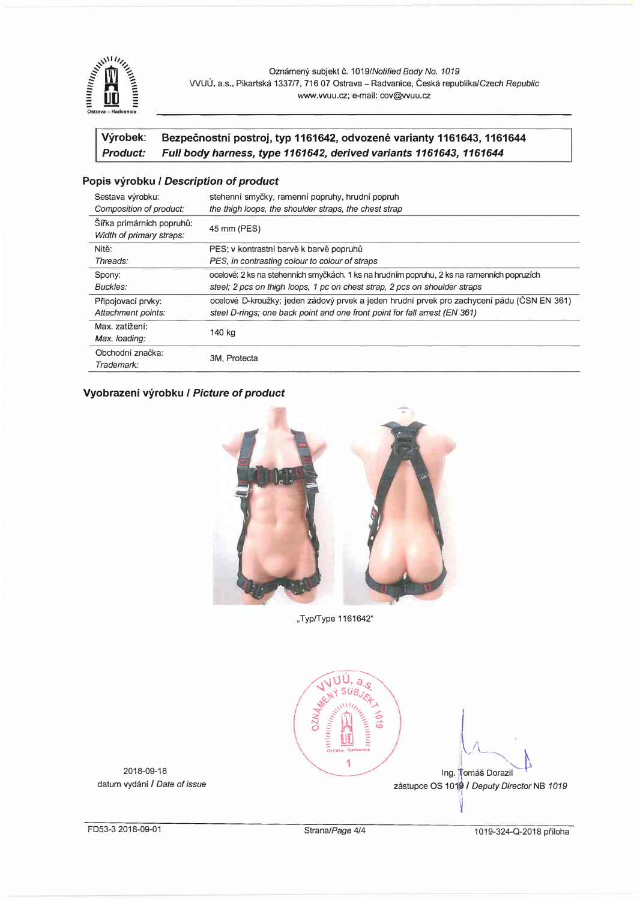Oznámený subjekt č. 1019/*Notified Body No. 1019*
VVUÚ, a.s., Pikartská 1337/7, 716 07 Ostrava – Radvanice, Česká republika/*Czech Republic*
www.vvuu.cz; e-mail: cov@vvuu.cz

| | |
|---|---|
| **Výrobek:** | **Bezpečnostní postroj, typ 1161642, odvozené varianty 1161643, 1161644** |
| ***Product:*** | ***Full body harness, type 1161642, derived variants 1161643, 1161644*** |

## Popis výrobku / *Description of product*

| | |
|---|---|
| Sestava výrobku: *Composition of product:* | stehenní smyčky, ramenní popruhy, hrudní popruh *the thigh loops, the shoulder straps, the chest strap* |
| Šířka primárních popruhů: *Width of primary straps:* | 45 mm (PES) |
| Nitě: *Threads:* | PES; v kontrastní barvě k barvě popruhů *PES, in contrasting colour to colour of straps* |
| Spony: *Buckles:* | ocelové; 2 ks na stehenních smyčkách, 1 ks na hrudním popruhu, 2 ks na ramenních popruzích *steel; 2 pcs on thigh loops, 1 pc on chest strap, 2 pcs on shoulder straps* |
| Připojovací prvky: *Attachment points:* | ocelové D-kroužky; jeden zádový prvek a jeden hrudní prvek pro zachycení pádu (ČSN EN 361) *steel D-rings; one back point and one front point for fall arrest (EN 361)* |
| Max. zatížení: *Max. loading:* | 140 kg |
| Obchodní značka: *Trademark:* | 3M, Protecta |

## Vyobrazení výrobku / *Picture of product*

„Typ/Type 1161642"

2018-09-18
datum vydání / *Date of issue*

Ing. Tomáš Dorazil
zástupce OS 1019 / *Deputy Director* NB *1019*

FD53-3 2018-09-01

1019-324-Q-2018 příloha